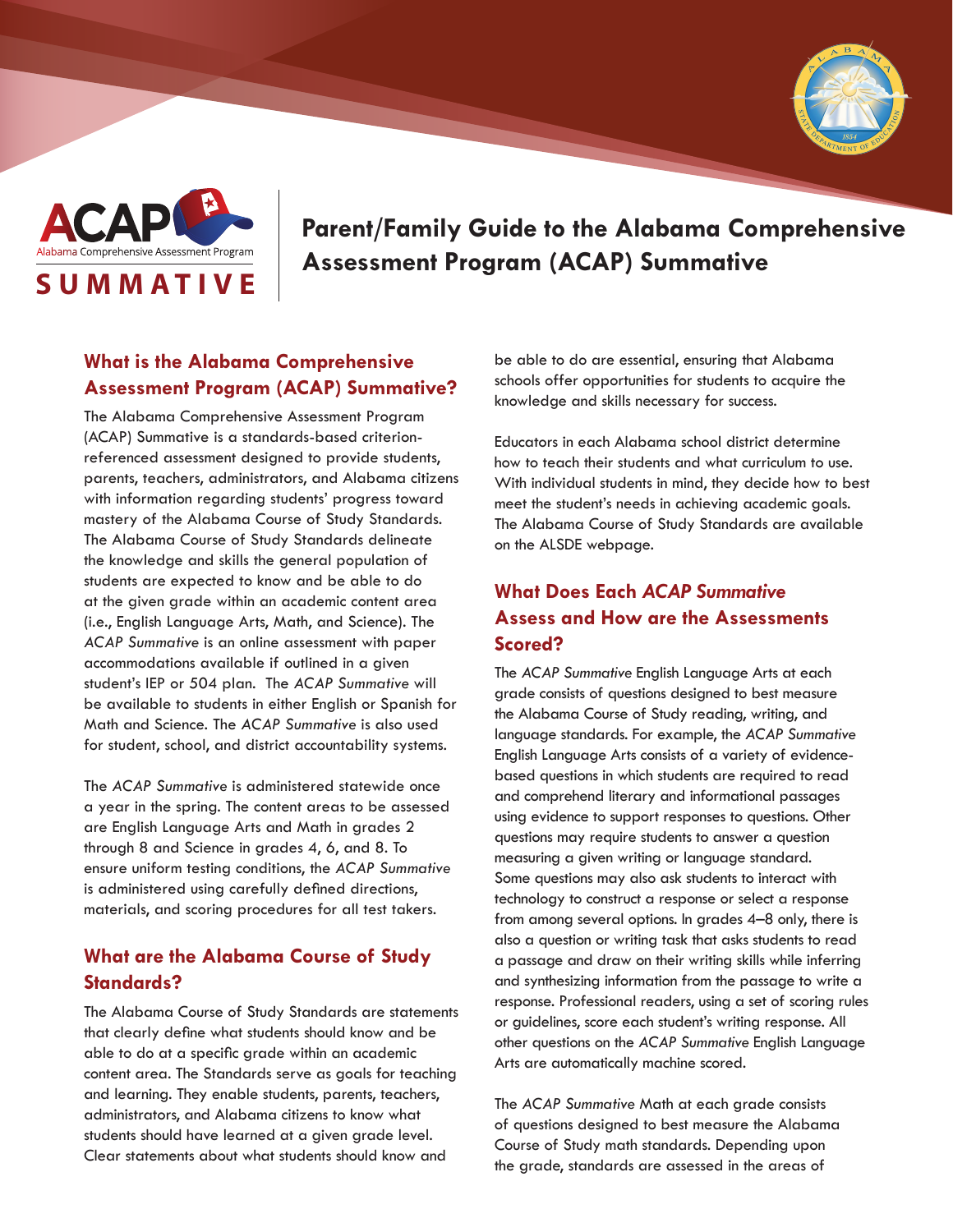ACAP
Alabama Comprehensive Assessment Program
SUMMATIVE

# Parent/Family Guide to the Alabama Comprehensive Assessment Program (ACAP) Summative

## What is the Alabama Comprehensive Assessment Program (ACAP) Summative?

The Alabama Comprehensive Assessment Program (ACAP) Summative is a standards-based criterion-referenced assessment designed to provide students, parents, teachers, administrators, and Alabama citizens with information regarding students' progress toward mastery of the Alabama Course of Study Standards. The Alabama Course of Study Standards delineate the knowledge and skills the general population of students are expected to know and be able to do at the given grade within an academic content area (i.e., English Language Arts, Math, and Science). The *ACAP Summative* is an online assessment with paper accommodations available if outlined in a given student's IEP or 504 plan. The *ACAP Summative* will be available to students in either English or Spanish for Math and Science. The *ACAP Summative* is also used for student, school, and district accountability systems.

The *ACAP Summative* is administered statewide once a year in the spring. The content areas to be assessed are English Language Arts and Math in grades 2 through 8 and Science in grades 4, 6, and 8. To ensure uniform testing conditions, the *ACAP Summative* is administered using carefully defined directions, materials, and scoring procedures for all test takers.

## What are the Alabama Course of Study Standards?

The Alabama Course of Study Standards are statements that clearly define what students should know and be able to do at a specific grade within an academic content area. The Standards serve as goals for teaching and learning. They enable students, parents, teachers, administrators, and Alabama citizens to know what students should have learned at a given grade level. Clear statements about what students should know and be able to do are essential, ensuring that Alabama schools offer opportunities for students to acquire the knowledge and skills necessary for success.

Educators in each Alabama school district determine how to teach their students and what curriculum to use. With individual students in mind, they decide how to best meet the student's needs in achieving academic goals. The Alabama Course of Study Standards are available on the ALSDE webpage.

## What Does Each *ACAP Summative* Assess and How are the Assessments Scored?

The *ACAP Summative* English Language Arts at each grade consists of questions designed to best measure the Alabama Course of Study reading, writing, and language standards. For example, the *ACAP Summative* English Language Arts consists of a variety of evidence-based questions in which students are required to read and comprehend literary and informational passages using evidence to support responses to questions. Other questions may require students to answer a question measuring a given writing or language standard. Some questions may also ask students to interact with technology to construct a response or select a response from among several options. In grades 4–8 only, there is also a question or writing task that asks students to read a passage and draw on their writing skills while inferring and synthesizing information from the passage to write a response. Professional readers, using a set of scoring rules or guidelines, score each student's writing response. All other questions on the *ACAP Summative* English Language Arts are automatically machine scored.

The *ACAP Summative* Math at each grade consists of questions designed to best measure the Alabama Course of Study math standards. Depending upon the grade, standards are assessed in the areas of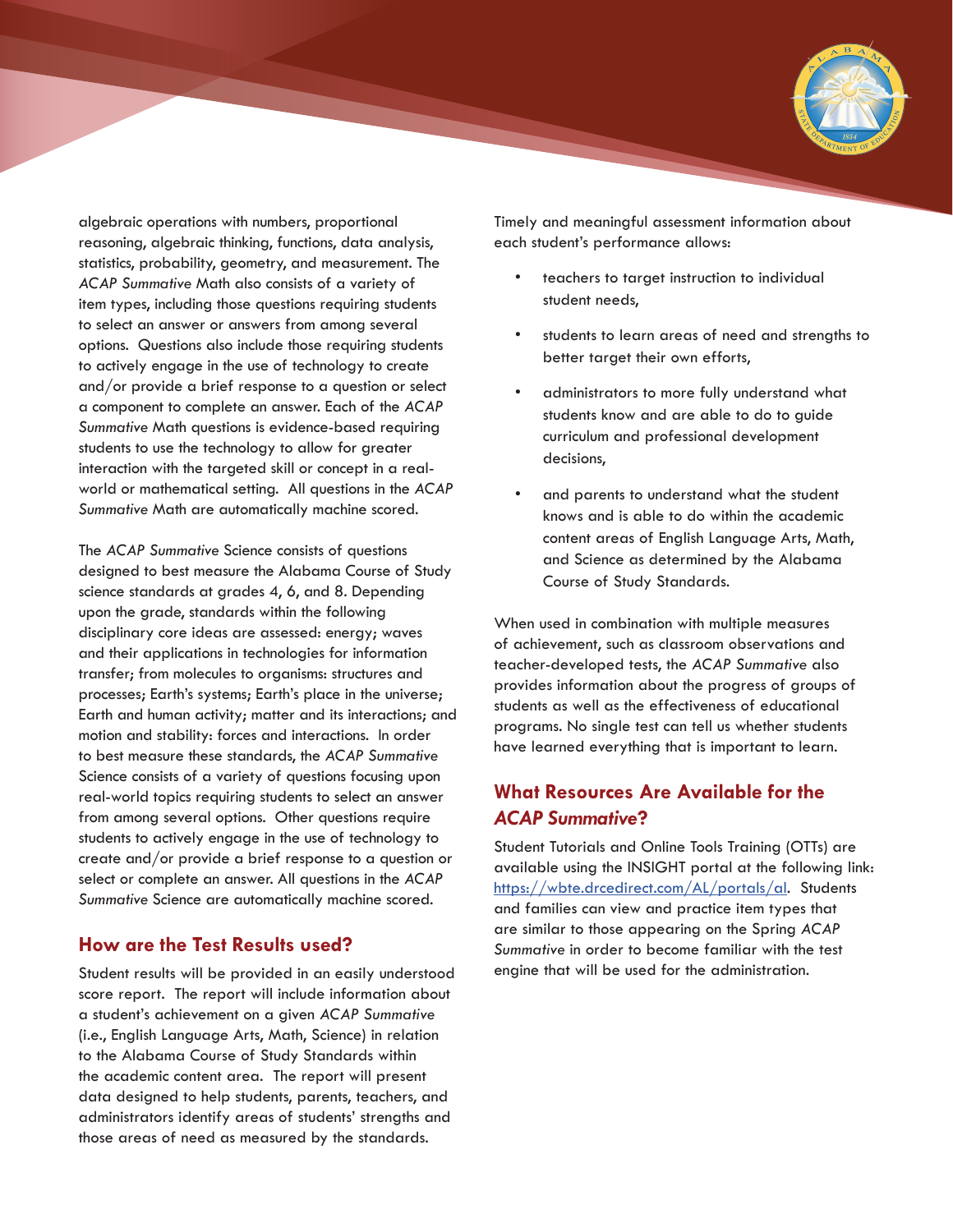algebraic operations with numbers, proportional reasoning, algebraic thinking, functions, data analysis, statistics, probability, geometry, and measurement. The *ACAP Summative* Math also consists of a variety of item types, including those questions requiring students to select an answer or answers from among several options. Questions also include those requiring students to actively engage in the use of technology to create and/or provide a brief response to a question or select a component to complete an answer. Each of the *ACAP Summative* Math questions is evidence-based requiring students to use the technology to allow for greater interaction with the targeted skill or concept in a real-world or mathematical setting. All questions in the *ACAP Summative* Math are automatically machine scored.

The *ACAP Summative* Science consists of questions designed to best measure the Alabama Course of Study science standards at grades 4, 6, and 8. Depending upon the grade, standards within the following disciplinary core ideas are assessed: energy; waves and their applications in technologies for information transfer; from molecules to organisms: structures and processes; Earth's systems; Earth's place in the universe; Earth and human activity; matter and its interactions; and motion and stability: forces and interactions. In order to best measure these standards, the *ACAP Summative* Science consists of a variety of questions focusing upon real-world topics requiring students to select an answer from among several options. Other questions require students to actively engage in the use of technology to create and/or provide a brief response to a question or select or complete an answer. All questions in the *ACAP Summative* Science are automatically machine scored.

## How are the Test Results used?

Student results will be provided in an easily understood score report. The report will include information about a student's achievement on a given *ACAP Summative* (i.e., English Language Arts, Math, Science) in relation to the Alabama Course of Study Standards within the academic content area. The report will present data designed to help students, parents, teachers, and administrators identify areas of students' strengths and those areas of need as measured by the standards.

Timely and meaningful assessment information about each student's performance allows:

- teachers to target instruction to individual student needs,
- students to learn areas of need and strengths to better target their own efforts,
- administrators to more fully understand what students know and are able to do to guide curriculum and professional development decisions,
- and parents to understand what the student knows and is able to do within the academic content areas of English Language Arts, Math, and Science as determined by the Alabama Course of Study Standards.

When used in combination with multiple measures of achievement, such as classroom observations and teacher-developed tests, the *ACAP Summative* also provides information about the progress of groups of students as well as the effectiveness of educational programs. No single test can tell us whether students have learned everything that is important to learn.

## What Resources Are Available for the *ACAP Summative*?

Student Tutorials and Online Tools Training (OTTs) are available using the INSIGHT portal at the following link: https://wbte.drcedirect.com/AL/portals/al. Students and families can view and practice item types that are similar to those appearing on the Spring *ACAP Summative* in order to become familiar with the test engine that will be used for the administration.